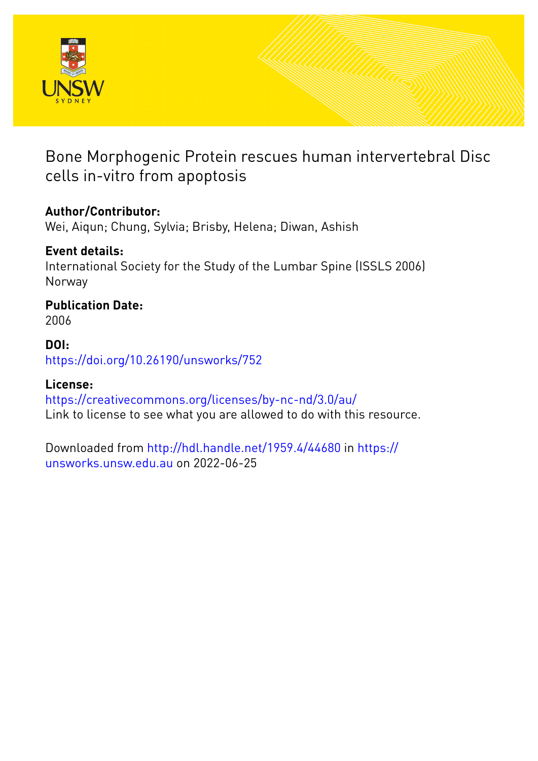# Bone Morphogenic Protein rescues human intervertebral Disc cells in-vitro from apoptosis

**Author/Contributor:**
Wei, Aiqun; Chung, Sylvia; Brisby, Helena; Diwan, Ashish

**Event details:**
International Society for the Study of the Lumbar Spine (ISSLS 2006)
Norway

**Publication Date:**
2006

**DOI:**
https://doi.org/10.26190/unsworks/752

**License:**
https://creativecommons.org/licenses/by-nc-nd/3.0/au/
Link to license to see what you are allowed to do with this resource.

Downloaded from http://hdl.handle.net/1959.4/44680 in https://unsworks.unsw.edu.au on 2022-06-25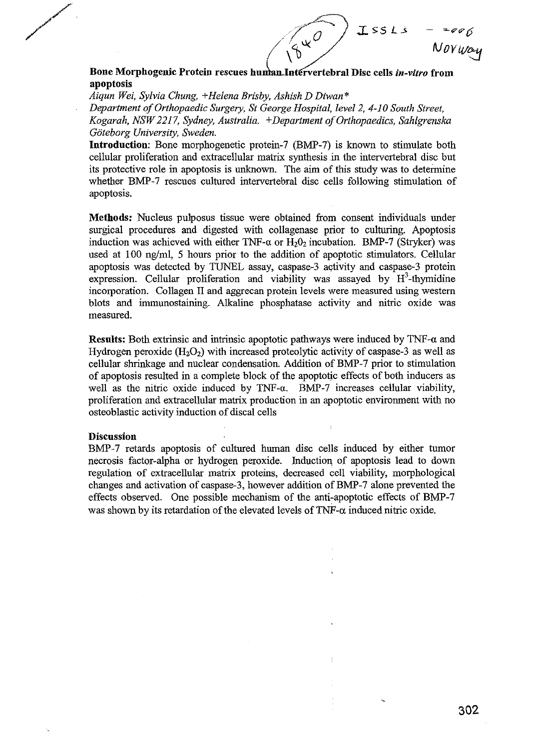**Bone Morphogenic Protein rescues human Intervertebral Disc cells *in-vitro* from apoptosis**

*Aiqun Wei, Sylvia Chung, +Helena Brisby, Ashish D Diwan**

*Department of Orthopaedic Surgery, St George Hospital, level 2, 4-10 South Street, Kogarah, NSW 2217, Sydney, Australia. +Department of Orthopaedics, Sahlgrenska Göteborg University, Sweden.*

**Introduction:** Bone morphogenetic protein-7 (BMP-7) is known to stimulate both cellular proliferation and extracellular matrix synthesis in the intervertebral disc but its protective role in apoptosis is unknown. The aim of this study was to determine whether BMP-7 rescues cultured intervertebral disc cells following stimulation of apoptosis.

**Methods:** Nucleus pulposus tissue were obtained from consent individuals under surgical procedures and digested with collagenase prior to culturing. Apoptosis induction was achieved with either TNF-α or $H_2O_2$ incubation. BMP-7 (Stryker) was used at 100 ng/ml, 5 hours prior to the addition of apoptotic stimulators. Cellular apoptosis was detected by TUNEL assay, caspase-3 activity and caspase-3 protein expression. Cellular proliferation and viability was assayed by $H^3$-thymidine incorporation. Collagen II and aggrecan protein levels were measured using western blots and immunostaining. Alkaline phosphatase activity and nitric oxide was measured.

**Results:** Both extrinsic and intrinsic apoptotic pathways were induced by TNF-α and Hydrogen peroxide ($H_2O_2$) with increased proteolytic activity of caspase-3 as well as cellular shrinkage and nuclear condensation. Addition of BMP-7 prior to stimulation of apoptosis resulted in a complete block of the apoptotic effects of both inducers as well as the nitric oxide induced by TNF-α. BMP-7 increases cellular viability, proliferation and extracellular matrix production in an apoptotic environment with no osteoblastic activity induction of discal cells

**Discussion**

BMP-7 retards apoptosis of cultured human disc cells induced by either tumor necrosis factor-alpha or hydrogen peroxide. Induction of apoptosis lead to down regulation of extracellular matrix proteins, decreased cell viability, morphological changes and activation of caspase-3, however addition of BMP-7 alone prevented the effects observed. One possible mechanism of the anti-apoptotic effects of BMP-7 was shown by its retardation of the elevated levels of TNF-α induced nitric oxide.